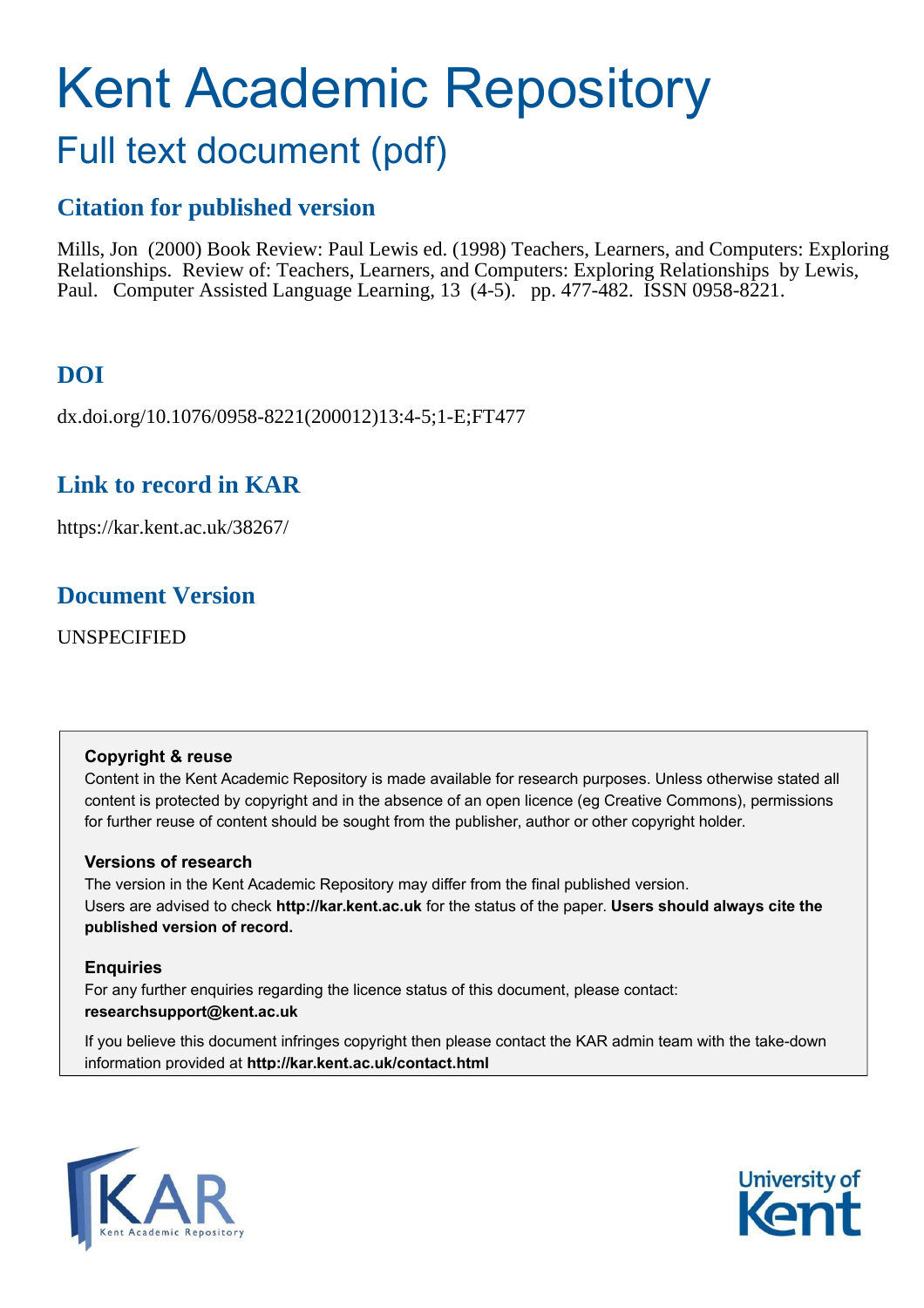# Kent Academic Repository

## Full text document (pdf)

### Citation for published version

Mills, Jon (2000) Book Review: Paul Lewis ed. (1998) Teachers, Learners, and Computers: Exploring Relationships. Review of: Teachers, Learners, and Computers: Exploring Relationships by Lewis, Paul. Computer Assisted Language Learning, 13 (4-5). pp. 477-482. ISSN 0958-8221.

### DOI

dx.doi.org/10.1076/0958-8221(200012)13:4-5;1-E;FT477

### Link to record in KAR

https://kar.kent.ac.uk/38267/

### Document Version

UNSPECIFIED

**Copyright & reuse**

Content in the Kent Academic Repository is made available for research purposes. Unless otherwise stated all content is protected by copyright and in the absence of an open licence (eg Creative Commons), permissions for further reuse of content should be sought from the publisher, author or other copyright holder.

**Versions of research**

The version in the Kent Academic Repository may differ from the final published version. Users are advised to check **http://kar.kent.ac.uk** for the status of the paper. **Users should always cite the published version of record.**

**Enquiries**

For any further enquiries regarding the licence status of this document, please contact: **researchsupport@kent.ac.uk**

If you believe this document infringes copyright then please contact the KAR admin team with the take-down information provided at **http://kar.kent.ac.uk/contact.html**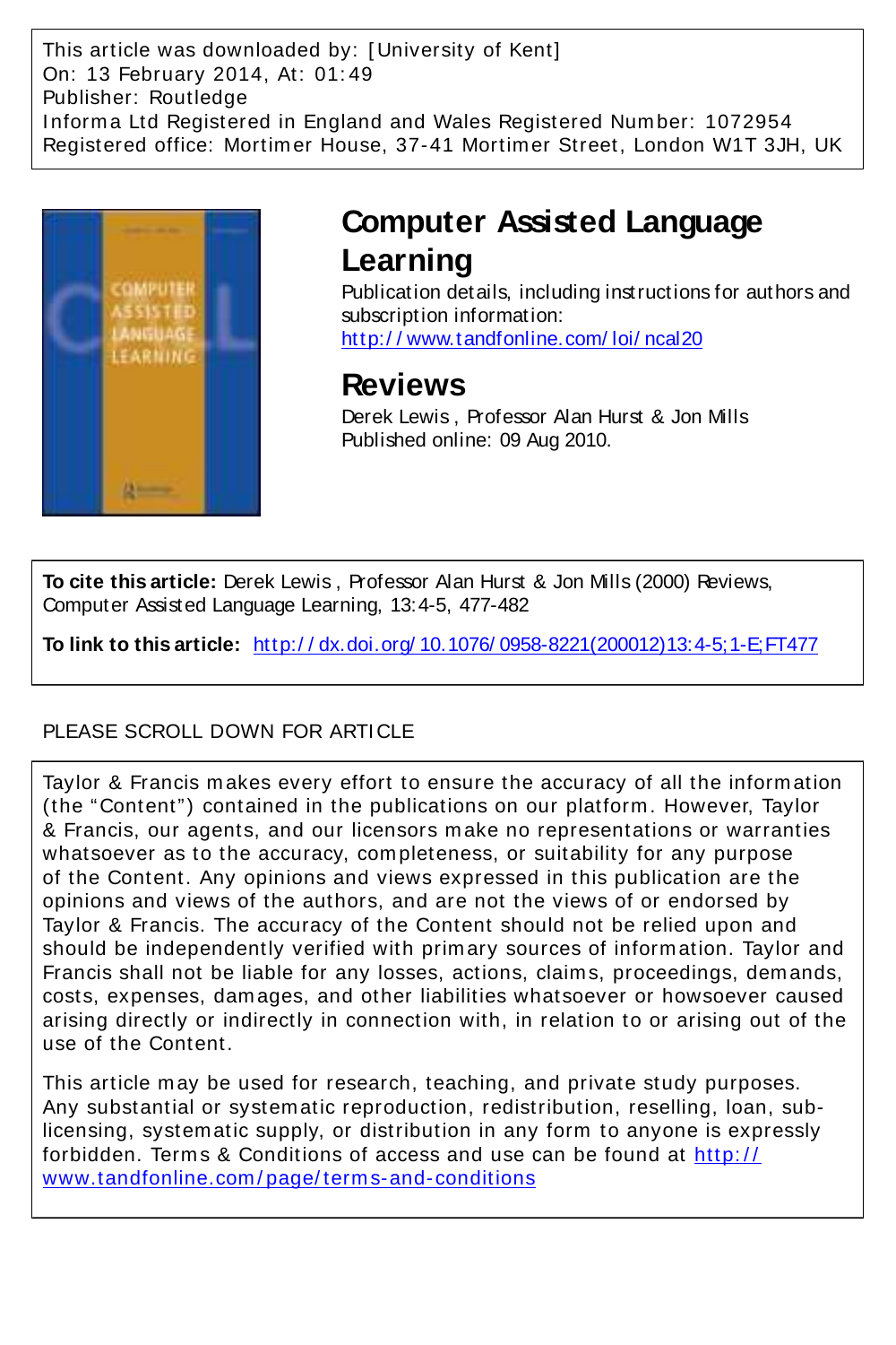This article was downloaded by: [University of Kent]
On: 13 February 2014, At: 01:49
Publisher: Routledge
Informa Ltd Registered in England and Wales Registered Number: 1072954
Registered office: Mortimer House, 37-41 Mortimer Street, London W1T 3JH, UK

# Computer Assisted Language Learning

Publication details, including instructions for authors and subscription information:
http://www.tandfonline.com/loi/ncal20

## Reviews

Derek Lewis , Professor Alan Hurst & Jon Mills
Published online: 09 Aug 2010.

**To cite this article:** Derek Lewis , Professor Alan Hurst & Jon Mills (2000) Reviews, Computer Assisted Language Learning, 13:4-5, 477-482

**To link to this article:** http://dx.doi.org/10.1076/0958-8221(200012)13:4-5;1-E;FT477

PLEASE SCROLL DOWN FOR ARTICLE

Taylor & Francis makes every effort to ensure the accuracy of all the information (the "Content") contained in the publications on our platform. However, Taylor & Francis, our agents, and our licensors make no representations or warranties whatsoever as to the accuracy, completeness, or suitability for any purpose of the Content. Any opinions and views expressed in this publication are the opinions and views of the authors, and are not the views of or endorsed by Taylor & Francis. The accuracy of the Content should not be relied upon and should be independently verified with primary sources of information. Taylor and Francis shall not be liable for any losses, actions, claims, proceedings, demands, costs, expenses, damages, and other liabilities whatsoever or howsoever caused arising directly or indirectly in connection with, in relation to or arising out of the use of the Content.

This article may be used for research, teaching, and private study purposes. Any substantial or systematic reproduction, redistribution, reselling, loan, sub-licensing, systematic supply, or distribution in any form to anyone is expressly forbidden. Terms & Conditions of access and use can be found at http://www.tandfonline.com/page/terms-and-conditions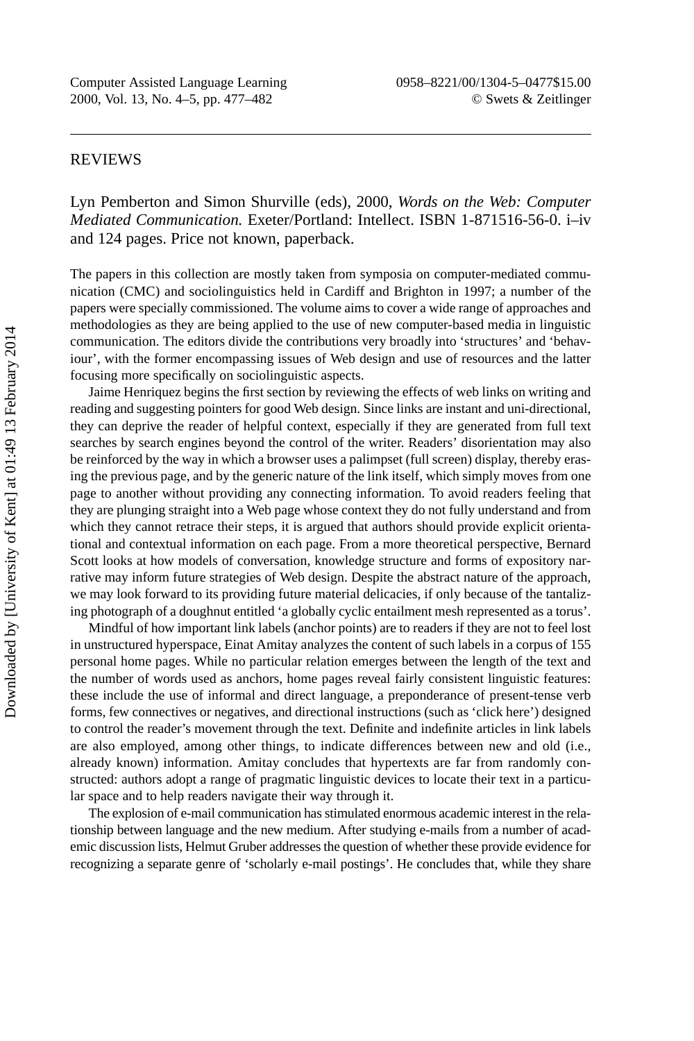## REVIEWS

Lyn Pemberton and Simon Shurville (eds), 2000, *Words on the Web: Computer Mediated Communication.* Exeter/Portland: Intellect. ISBN 1-871516-56-0. i–iv and 124 pages. Price not known, paperback.

The papers in this collection are mostly taken from symposia on computer-mediated communication (CMC) and sociolinguistics held in Cardiff and Brighton in 1997; a number of the papers were specially commissioned. The volume aims to cover a wide range of approaches and methodologies as they are being applied to the use of new computer-based media in linguistic communication. The editors divide the contributions very broadly into 'structures' and 'behaviour', with the former encompassing issues of Web design and use of resources and the latter focusing more specifically on sociolinguistic aspects.

Jaime Henriquez begins the first section by reviewing the effects of web links on writing and reading and suggesting pointers for good Web design. Since links are instant and uni-directional, they can deprive the reader of helpful context, especially if they are generated from full text searches by search engines beyond the control of the writer. Readers' disorientation may also be reinforced by the way in which a browser uses a palimpset (full screen) display, thereby erasing the previous page, and by the generic nature of the link itself, which simply moves from one page to another without providing any connecting information. To avoid readers feeling that they are plunging straight into a Web page whose context they do not fully understand and from which they cannot retrace their steps, it is argued that authors should provide explicit orientational and contextual information on each page. From a more theoretical perspective, Bernard Scott looks at how models of conversation, knowledge structure and forms of expository narrative may inform future strategies of Web design. Despite the abstract nature of the approach, we may look forward to its providing future material delicacies, if only because of the tantalizing photograph of a doughnut entitled 'a globally cyclic entailment mesh represented as a torus'.

Mindful of how important link labels (anchor points) are to readers if they are not to feel lost in unstructured hyperspace, Einat Amitay analyzes the content of such labels in a corpus of 155 personal home pages. While no particular relation emerges between the length of the text and the number of words used as anchors, home pages reveal fairly consistent linguistic features: these include the use of informal and direct language, a preponderance of present-tense verb forms, few connectives or negatives, and directional instructions (such as 'click here') designed to control the reader's movement through the text. Definite and indefinite articles in link labels are also employed, among other things, to indicate differences between new and old (i.e., already known) information. Amitay concludes that hypertexts are far from randomly constructed: authors adopt a range of pragmatic linguistic devices to locate their text in a particular space and to help readers navigate their way through it.

The explosion of e-mail communication has stimulated enormous academic interest in the relationship between language and the new medium. After studying e-mails from a number of academic discussion lists, Helmut Gruber addresses the question of whether these provide evidence for recognizing a separate genre of 'scholarly e-mail postings'. He concludes that, while they share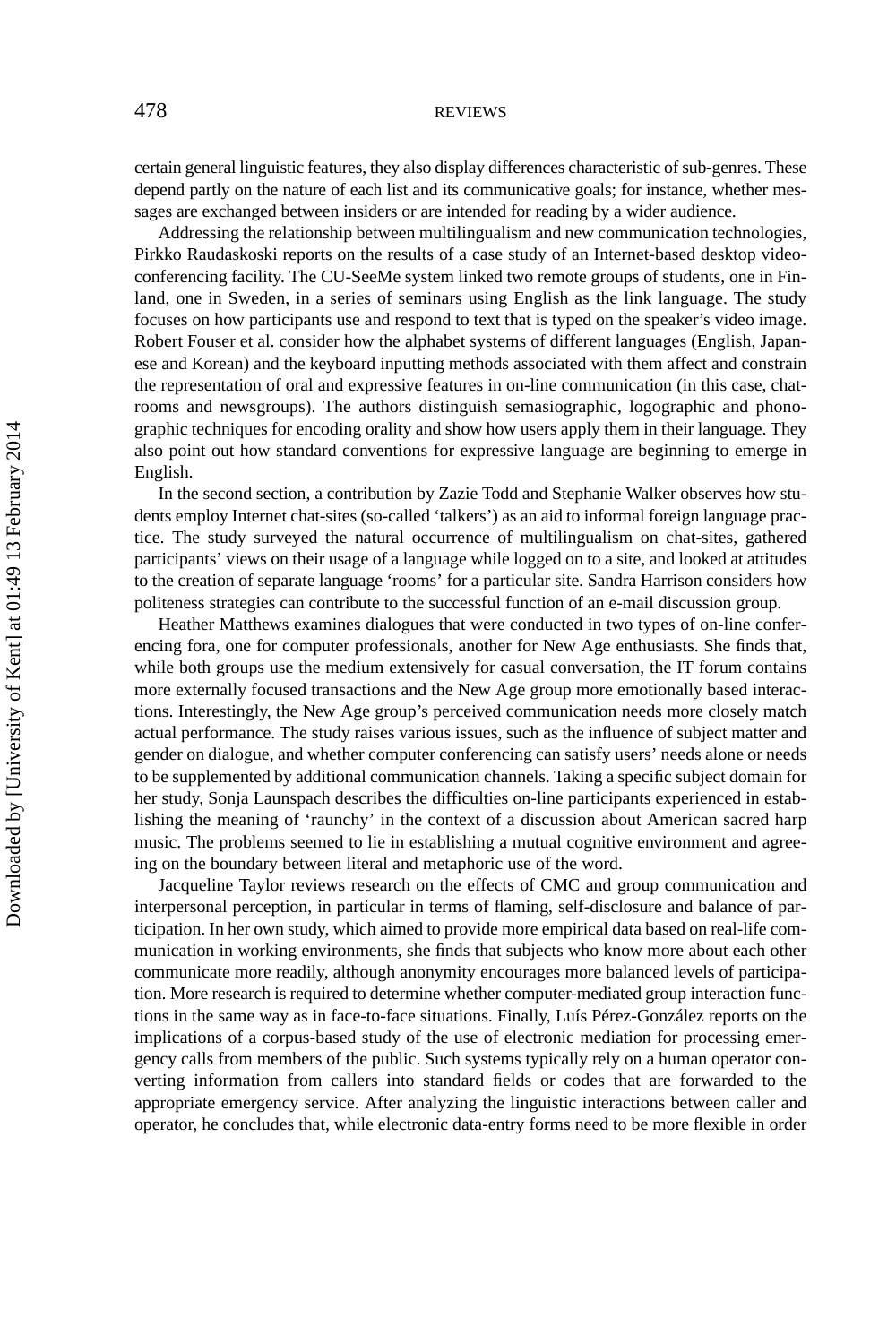certain general linguistic features, they also display differences characteristic of sub-genres. These depend partly on the nature of each list and its communicative goals; for instance, whether messages are exchanged between insiders or are intended for reading by a wider audience.

Addressing the relationship between multilingualism and new communication technologies, Pirkko Raudaskoski reports on the results of a case study of an Internet-based desktop videoconferencing facility. The CU-SeeMe system linked two remote groups of students, one in Finland, one in Sweden, in a series of seminars using English as the link language. The study focuses on how participants use and respond to text that is typed on the speaker's video image. Robert Fouser et al. consider how the alphabet systems of different languages (English, Japanese and Korean) and the keyboard inputting methods associated with them affect and constrain the representation of oral and expressive features in on-line communication (in this case, chatrooms and newsgroups). The authors distinguish semasiographic, logographic and phonographic techniques for encoding orality and show how users apply them in their language. They also point out how standard conventions for expressive language are beginning to emerge in English.

In the second section, a contribution by Zazie Todd and Stephanie Walker observes how students employ Internet chat-sites (so-called 'talkers') as an aid to informal foreign language practice. The study surveyed the natural occurrence of multilingualism on chat-sites, gathered participants' views on their usage of a language while logged on to a site, and looked at attitudes to the creation of separate language 'rooms' for a particular site. Sandra Harrison considers how politeness strategies can contribute to the successful function of an e-mail discussion group.

Heather Matthews examines dialogues that were conducted in two types of on-line conferencing fora, one for computer professionals, another for New Age enthusiasts. She finds that, while both groups use the medium extensively for casual conversation, the IT forum contains more externally focused transactions and the New Age group more emotionally based interactions. Interestingly, the New Age group's perceived communication needs more closely match actual performance. The study raises various issues, such as the influence of subject matter and gender on dialogue, and whether computer conferencing can satisfy users' needs alone or needs to be supplemented by additional communication channels. Taking a specific subject domain for her study, Sonja Launspach describes the difficulties on-line participants experienced in establishing the meaning of 'raunchy' in the context of a discussion about American sacred harp music. The problems seemed to lie in establishing a mutual cognitive environment and agreeing on the boundary between literal and metaphoric use of the word.

Jacqueline Taylor reviews research on the effects of CMC and group communication and interpersonal perception, in particular in terms of flaming, self-disclosure and balance of participation. In her own study, which aimed to provide more empirical data based on real-life communication in working environments, she finds that subjects who know more about each other communicate more readily, although anonymity encourages more balanced levels of participation. More research is required to determine whether computer-mediated group interaction functions in the same way as in face-to-face situations. Finally, Luís Pérez-González reports on the implications of a corpus-based study of the use of electronic mediation for processing emergency calls from members of the public. Such systems typically rely on a human operator converting information from callers into standard fields or codes that are forwarded to the appropriate emergency service. After analyzing the linguistic interactions between caller and operator, he concludes that, while electronic data-entry forms need to be more flexible in order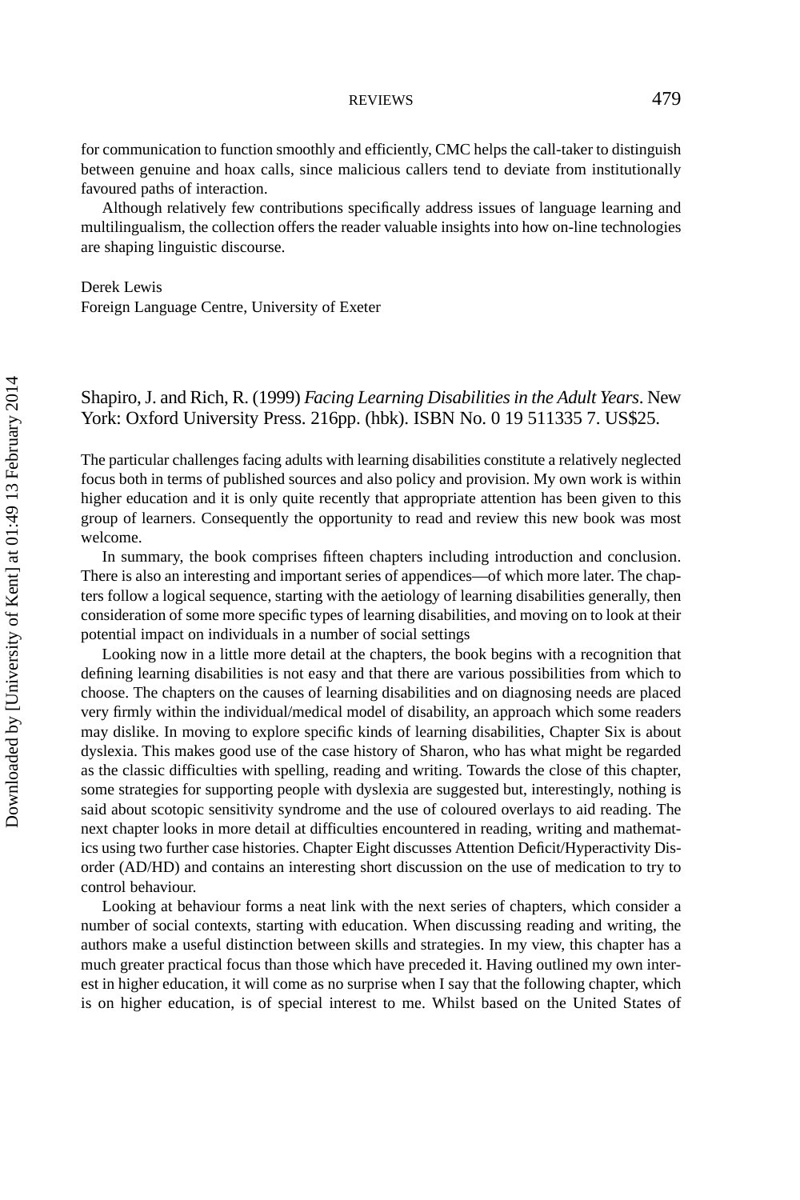for communication to function smoothly and efficiently, CMC helps the call-taker to distinguish between genuine and hoax calls, since malicious callers tend to deviate from institutionally favoured paths of interaction.

Although relatively few contributions specifically address issues of language learning and multilingualism, the collection offers the reader valuable insights into how on-line technologies are shaping linguistic discourse.

Derek Lewis
Foreign Language Centre, University of Exeter

## Shapiro, J. and Rich, R. (1999) *Facing Learning Disabilities in the Adult Years*. New York: Oxford University Press. 216pp. (hbk). ISBN No. 0 19 511335 7. US$25.

The particular challenges facing adults with learning disabilities constitute a relatively neglected focus both in terms of published sources and also policy and provision. My own work is within higher education and it is only quite recently that appropriate attention has been given to this group of learners. Consequently the opportunity to read and review this new book was most welcome.

In summary, the book comprises fifteen chapters including introduction and conclusion. There is also an interesting and important series of appendices—of which more later. The chapters follow a logical sequence, starting with the aetiology of learning disabilities generally, then consideration of some more specific types of learning disabilities, and moving on to look at their potential impact on individuals in a number of social settings

Looking now in a little more detail at the chapters, the book begins with a recognition that defining learning disabilities is not easy and that there are various possibilities from which to choose. The chapters on the causes of learning disabilities and on diagnosing needs are placed very firmly within the individual/medical model of disability, an approach which some readers may dislike. In moving to explore specific kinds of learning disabilities, Chapter Six is about dyslexia. This makes good use of the case history of Sharon, who has what might be regarded as the classic difficulties with spelling, reading and writing. Towards the close of this chapter, some strategies for supporting people with dyslexia are suggested but, interestingly, nothing is said about scotopic sensitivity syndrome and the use of coloured overlays to aid reading. The next chapter looks in more detail at difficulties encountered in reading, writing and mathematics using two further case histories. Chapter Eight discusses Attention Deficit/Hyperactivity Disorder (AD/HD) and contains an interesting short discussion on the use of medication to try to control behaviour.

Looking at behaviour forms a neat link with the next series of chapters, which consider a number of social contexts, starting with education. When discussing reading and writing, the authors make a useful distinction between skills and strategies. In my view, this chapter has a much greater practical focus than those which have preceded it. Having outlined my own interest in higher education, it will come as no surprise when I say that the following chapter, which is on higher education, is of special interest to me. Whilst based on the United States of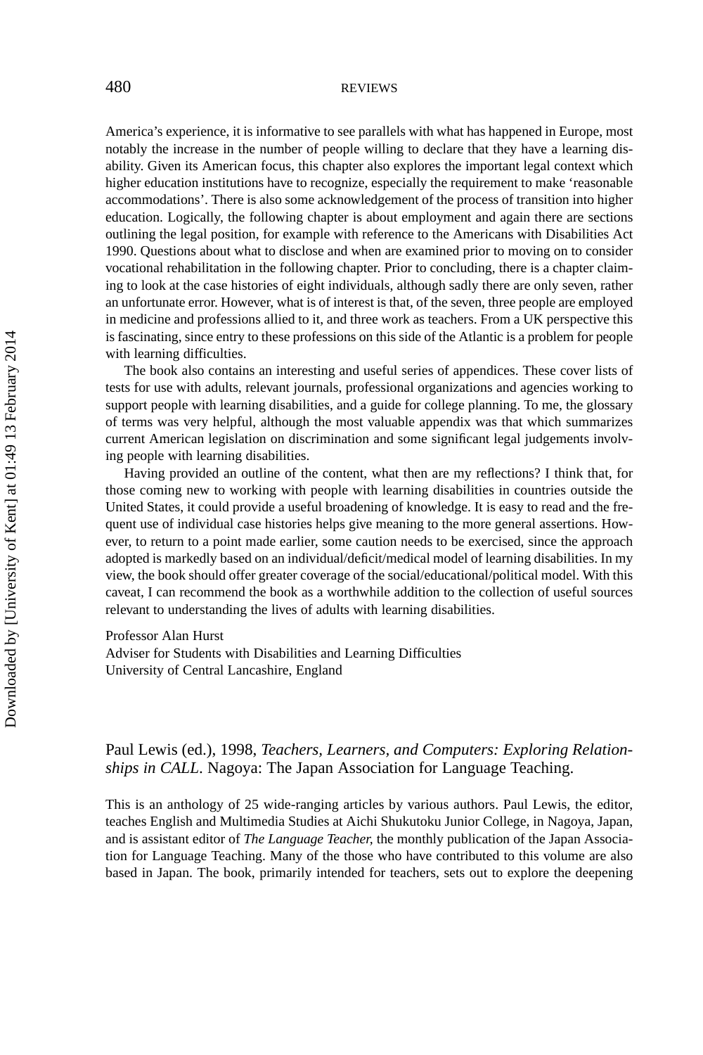America's experience, it is informative to see parallels with what has happened in Europe, most notably the increase in the number of people willing to declare that they have a learning disability. Given its American focus, this chapter also explores the important legal context which higher education institutions have to recognize, especially the requirement to make 'reasonable accommodations'. There is also some acknowledgement of the process of transition into higher education. Logically, the following chapter is about employment and again there are sections outlining the legal position, for example with reference to the Americans with Disabilities Act 1990. Questions about what to disclose and when are examined prior to moving on to consider vocational rehabilitation in the following chapter. Prior to concluding, there is a chapter claiming to look at the case histories of eight individuals, although sadly there are only seven, rather an unfortunate error. However, what is of interest is that, of the seven, three people are employed in medicine and professions allied to it, and three work as teachers. From a UK perspective this is fascinating, since entry to these professions on this side of the Atlantic is a problem for people with learning difficulties.

The book also contains an interesting and useful series of appendices. These cover lists of tests for use with adults, relevant journals, professional organizations and agencies working to support people with learning disabilities, and a guide for college planning. To me, the glossary of terms was very helpful, although the most valuable appendix was that which summarizes current American legislation on discrimination and some significant legal judgements involving people with learning disabilities.

Having provided an outline of the content, what then are my reflections? I think that, for those coming new to working with people with learning disabilities in countries outside the United States, it could provide a useful broadening of knowledge. It is easy to read and the frequent use of individual case histories helps give meaning to the more general assertions. However, to return to a point made earlier, some caution needs to be exercised, since the approach adopted is markedly based on an individual/deficit/medical model of learning disabilities. In my view, the book should offer greater coverage of the social/educational/political model. With this caveat, I can recommend the book as a worthwhile addition to the collection of useful sources relevant to understanding the lives of adults with learning disabilities.

Professor Alan Hurst
Adviser for Students with Disabilities and Learning Difficulties
University of Central Lancashire, England

## Paul Lewis (ed.), 1998, *Teachers, Learners, and Computers: Exploring Relationships in CALL*. Nagoya: The Japan Association for Language Teaching.

This is an anthology of 25 wide-ranging articles by various authors. Paul Lewis, the editor, teaches English and Multimedia Studies at Aichi Shukutoku Junior College, in Nagoya, Japan, and is assistant editor of *The Language Teacher*, the monthly publication of the Japan Association for Language Teaching. Many of the those who have contributed to this volume are also based in Japan. The book, primarily intended for teachers, sets out to explore the deepening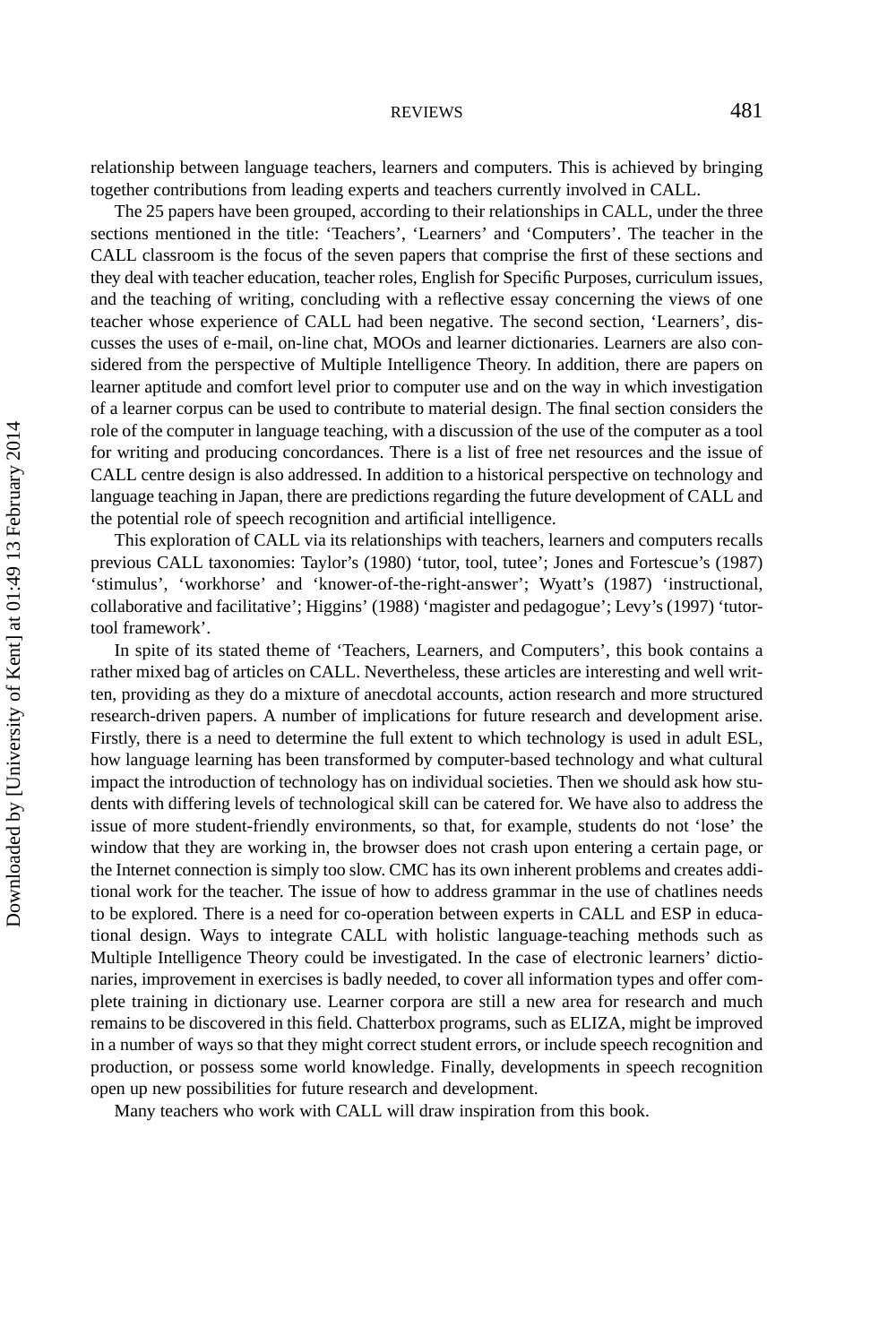relationship between language teachers, learners and computers. This is achieved by bringing together contributions from leading experts and teachers currently involved in CALL.

The 25 papers have been grouped, according to their relationships in CALL, under the three sections mentioned in the title: 'Teachers', 'Learners' and 'Computers'. The teacher in the CALL classroom is the focus of the seven papers that comprise the first of these sections and they deal with teacher education, teacher roles, English for Specific Purposes, curriculum issues, and the teaching of writing, concluding with a reflective essay concerning the views of one teacher whose experience of CALL had been negative. The second section, 'Learners', discusses the uses of e-mail, on-line chat, MOOs and learner dictionaries. Learners are also considered from the perspective of Multiple Intelligence Theory. In addition, there are papers on learner aptitude and comfort level prior to computer use and on the way in which investigation of a learner corpus can be used to contribute to material design. The final section considers the role of the computer in language teaching, with a discussion of the use of the computer as a tool for writing and producing concordances. There is a list of free net resources and the issue of CALL centre design is also addressed. In addition to a historical perspective on technology and language teaching in Japan, there are predictions regarding the future development of CALL and the potential role of speech recognition and artificial intelligence.

This exploration of CALL via its relationships with teachers, learners and computers recalls previous CALL taxonomies: Taylor's (1980) 'tutor, tool, tutee'; Jones and Fortescue's (1987) 'stimulus', 'workhorse' and 'knower-of-the-right-answer'; Wyatt's (1987) 'instructional, collaborative and facilitative'; Higgins' (1988) 'magister and pedagogue'; Levy's (1997) 'tutor-tool framework'.

In spite of its stated theme of 'Teachers, Learners, and Computers', this book contains a rather mixed bag of articles on CALL. Nevertheless, these articles are interesting and well written, providing as they do a mixture of anecdotal accounts, action research and more structured research-driven papers. A number of implications for future research and development arise. Firstly, there is a need to determine the full extent to which technology is used in adult ESL, how language learning has been transformed by computer-based technology and what cultural impact the introduction of technology has on individual societies. Then we should ask how students with differing levels of technological skill can be catered for. We have also to address the issue of more student-friendly environments, so that, for example, students do not 'lose' the window that they are working in, the browser does not crash upon entering a certain page, or the Internet connection is simply too slow. CMC has its own inherent problems and creates additional work for the teacher. The issue of how to address grammar in the use of chatlines needs to be explored. There is a need for co-operation between experts in CALL and ESP in educational design. Ways to integrate CALL with holistic language-teaching methods such as Multiple Intelligence Theory could be investigated. In the case of electronic learners' dictionaries, improvement in exercises is badly needed, to cover all information types and offer complete training in dictionary use. Learner corpora are still a new area for research and much remains to be discovered in this field. Chatterbox programs, such as ELIZA, might be improved in a number of ways so that they might correct student errors, or include speech recognition and production, or possess some world knowledge. Finally, developments in speech recognition open up new possibilities for future research and development.

Many teachers who work with CALL will draw inspiration from this book.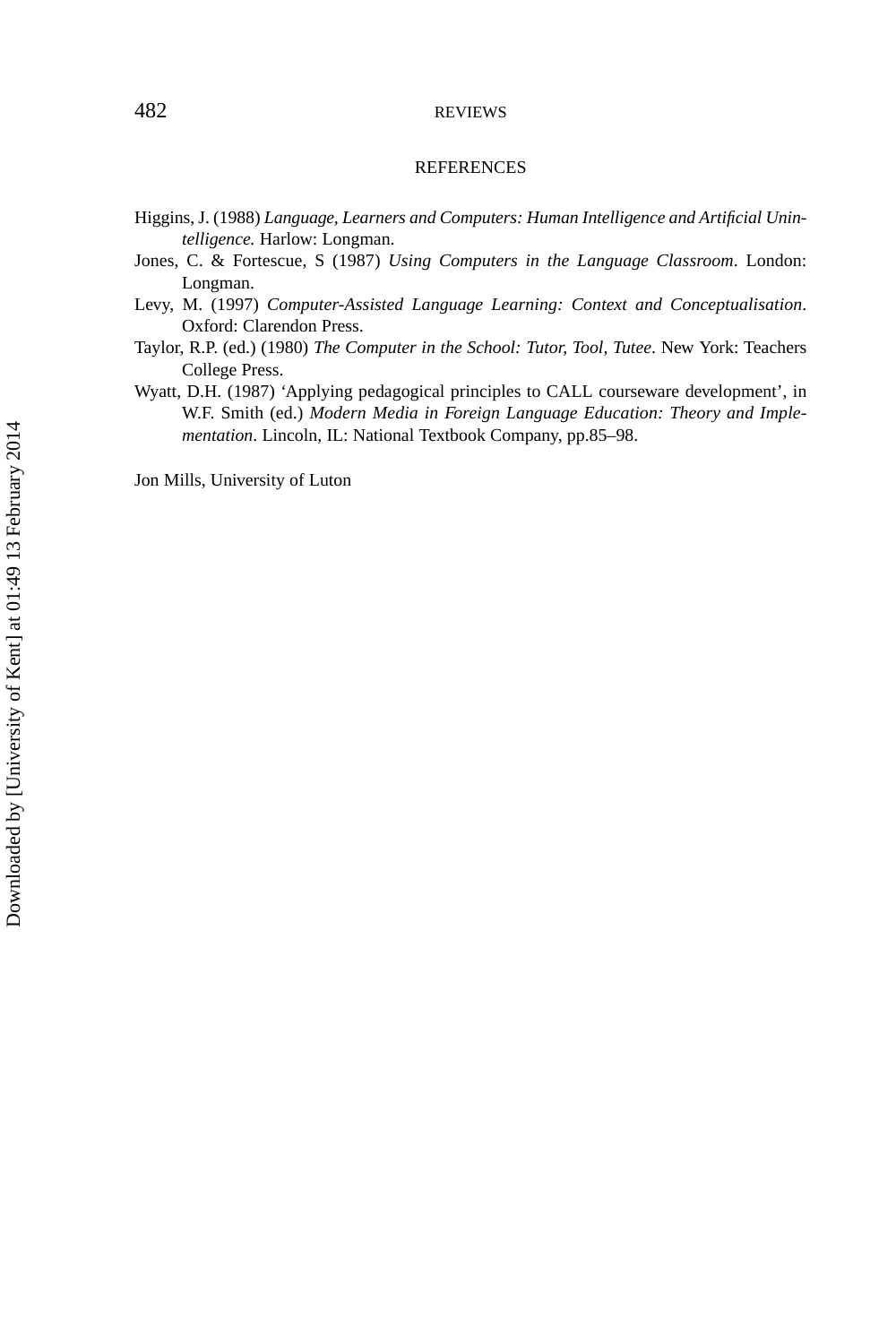## REFERENCES

Higgins, J. (1988) *Language, Learners and Computers: Human Intelligence and Artificial Unintelligence.* Harlow: Longman.

Jones, C. & Fortescue, S (1987) *Using Computers in the Language Classroom*. London: Longman.

Levy, M. (1997) *Computer-Assisted Language Learning: Context and Conceptualisation*. Oxford: Clarendon Press.

Taylor, R.P. (ed.) (1980) *The Computer in the School: Tutor, Tool, Tutee*. New York: Teachers College Press.

Wyatt, D.H. (1987) 'Applying pedagogical principles to CALL courseware development', in W.F. Smith (ed.) *Modern Media in Foreign Language Education: Theory and Implementation*. Lincoln, IL: National Textbook Company, pp.85–98.

Jon Mills, University of Luton